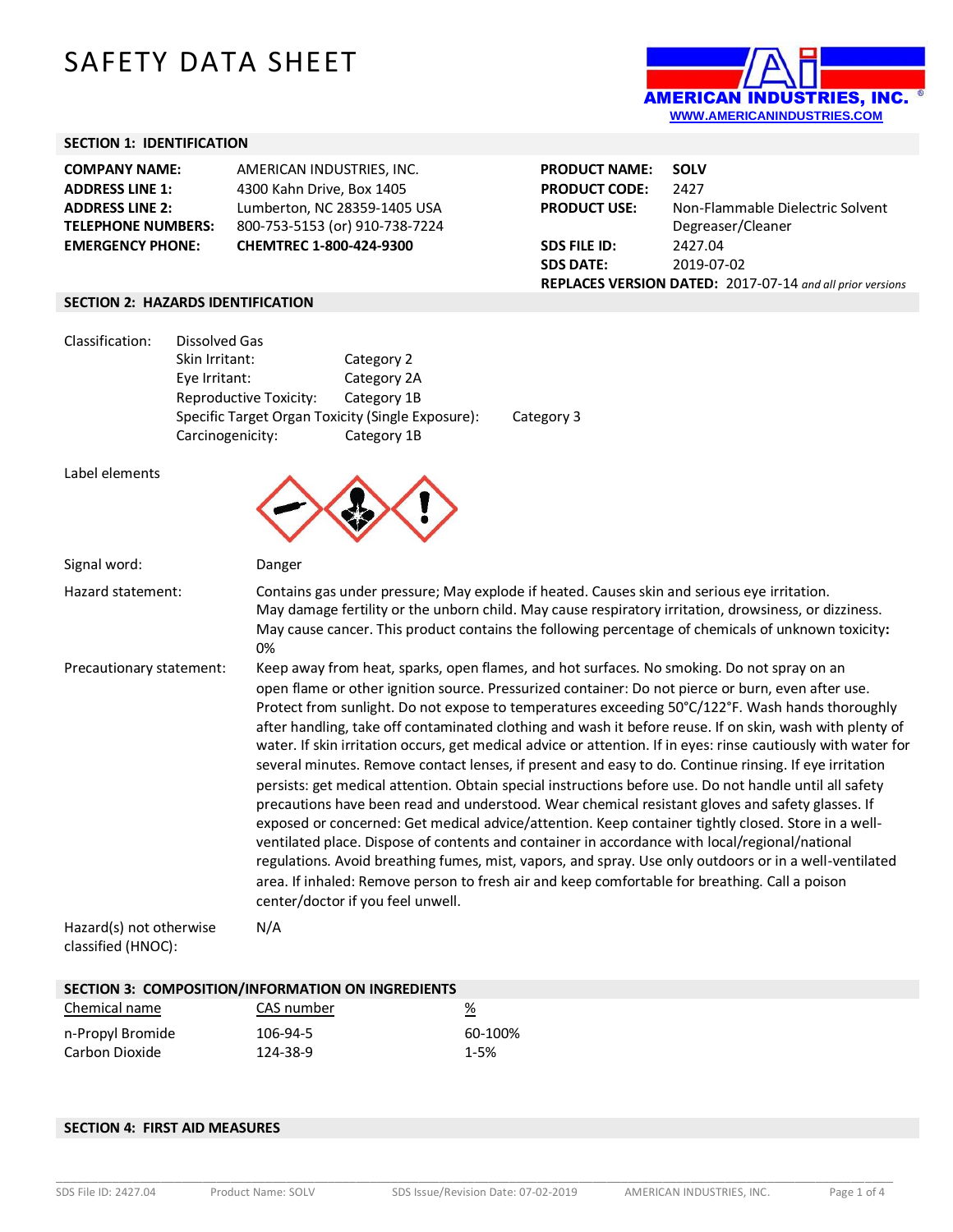# SAFETY DATA SHEET

AMERICAN INDUSTRIES, INC.
WWW.AMERICANINDUSTRIES.COM

## SECTION 1: IDENTIFICATION

| | |
|---|---|
| **COMPANY NAME:** | AMERICAN INDUSTRIES, INC. |
| **ADDRESS LINE 1:** | 4300 Kahn Drive, Box 1405 |
| **ADDRESS LINE 2:** | Lumberton, NC 28359-1405 USA |
| **TELEPHONE NUMBERS:** | 800-753-5153 (or) 910-738-7224 |
| **EMERGENCY PHONE:** | **CHEMTREC 1-800-424-9300** |

| | |
|---|---|
| **PRODUCT NAME:** | **SOLV** |
| **PRODUCT CODE:** | 2427 |
| **PRODUCT USE:** | Non-Flammable Dielectric Solvent Degreaser/Cleaner |
| **SDS FILE ID:** | 2427.04 |
| **SDS DATE:** | 2019-07-02 |
| **REPLACES VERSION DATED:** | 2017-07-14 *and all prior versions* |

## SECTION 2: HAZARDS IDENTIFICATION

Classification:

| | |
|---|---|
| Dissolved Gas | |
| Skin Irritant: | Category 2 |
| Eye Irritant: | Category 2A |
| Reproductive Toxicity: | Category 1B |
| Specific Target Organ Toxicity (Single Exposure): | Category 3 |
| Carcinogenicity: | Category 1B |

Label elements

Signal word: Danger

Hazard statement: Contains gas under pressure; May explode if heated. Causes skin and serious eye irritation. May damage fertility or the unborn child. May cause respiratory irritation, drowsiness, or dizziness. May cause cancer. This product contains the following percentage of chemicals of unknown toxicity**:** 0%

Precautionary statement: Keep away from heat, sparks, open flames, and hot surfaces. No smoking. Do not spray on an open flame or other ignition source. Pressurized container: Do not pierce or burn, even after use. Protect from sunlight. Do not expose to temperatures exceeding 50°C/122°F. Wash hands thoroughly after handling, take off contaminated clothing and wash it before reuse. If on skin, wash with plenty of water. If skin irritation occurs, get medical advice or attention. If in eyes: rinse cautiously with water for several minutes. Remove contact lenses, if present and easy to do. Continue rinsing. If eye irritation persists: get medical attention. Obtain special instructions before use. Do not handle until all safety precautions have been read and understood. Wear chemical resistant gloves and safety glasses. If exposed or concerned: Get medical advice/attention. Keep container tightly closed. Store in a well-ventilated place. Dispose of contents and container in accordance with local/regional/national regulations. Avoid breathing fumes, mist, vapors, and spray. Use only outdoors or in a well-ventilated area. If inhaled: Remove person to fresh air and keep comfortable for breathing. Call a poison center/doctor if you feel unwell.

Hazard(s) not otherwise classified (HNOC): N/A

## SECTION 3: COMPOSITION/INFORMATION ON INGREDIENTS

| Chemical name | CAS number | % |
|---|---|---|
| n-Propyl Bromide | 106-94-5 | 60-100% |
| Carbon Dioxide | 124-38-9 | 1-5% |

## SECTION 4: FIRST AID MEASURES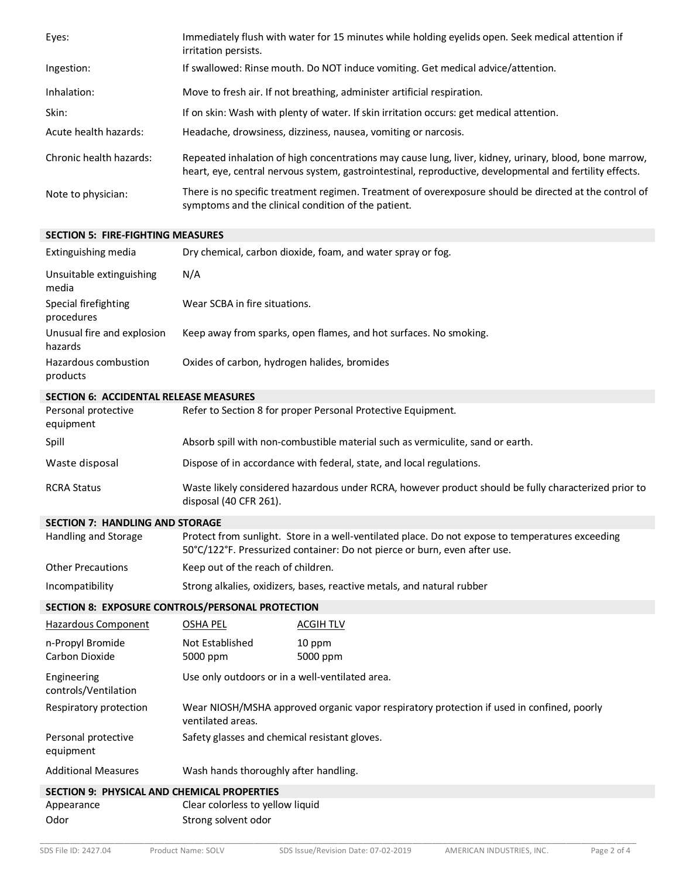| | |
|---|---|
| Eyes: | Immediately flush with water for 15 minutes while holding eyelids open. Seek medical attention if irritation persists. |
| Ingestion: | If swallowed: Rinse mouth. Do NOT induce vomiting. Get medical advice/attention. |
| Inhalation: | Move to fresh air. If not breathing, administer artificial respiration. |
| Skin: | If on skin: Wash with plenty of water. If skin irritation occurs: get medical attention. |
| Acute health hazards: | Headache, drowsiness, dizziness, nausea, vomiting or narcosis. |
| Chronic health hazards: | Repeated inhalation of high concentrations may cause lung, liver, kidney, urinary, blood, bone marrow, heart, eye, central nervous system, gastrointestinal, reproductive, developmental and fertility effects. |
| Note to physician: | There is no specific treatment regimen. Treatment of overexposure should be directed at the control of symptoms and the clinical condition of the patient. |

## SECTION 5: FIRE-FIGHTING MEASURES

| | |
|---|---|
| Extinguishing media | Dry chemical, carbon dioxide, foam, and water spray or fog. |
| Unsuitable extinguishing media | N/A |
| Special firefighting procedures | Wear SCBA in fire situations. |
| Unusual fire and explosion hazards | Keep away from sparks, open flames, and hot surfaces. No smoking. |
| Hazardous combustion products | Oxides of carbon, hydrogen halides, bromides |

## SECTION 6: ACCIDENTAL RELEASE MEASURES

| | |
|---|---|
| Personal protective equipment | Refer to Section 8 for proper Personal Protective Equipment. |
| Spill | Absorb spill with non-combustible material such as vermiculite, sand or earth. |
| Waste disposal | Dispose of in accordance with federal, state, and local regulations. |
| RCRA Status | Waste likely considered hazardous under RCRA, however product should be fully characterized prior to disposal (40 CFR 261). |

## SECTION 7: HANDLING AND STORAGE

| | |
|---|---|
| Handling and Storage | Protect from sunlight. Store in a well-ventilated place. Do not expose to temperatures exceeding 50°C/122°F. Pressurized container: Do not pierce or burn, even after use. |
| Other Precautions | Keep out of the reach of children. |
| Incompatibility | Strong alkalies, oxidizers, bases, reactive metals, and natural rubber |

## SECTION 8: EXPOSURE CONTROLS/PERSONAL PROTECTION

| Hazardous Component | OSHA PEL | ACGIH TLV |
|---|---|---|
| n-Propyl Bromide | Not Established | 10 ppm |
| Carbon Dioxide | 5000 ppm | 5000 ppm |

| | |
|---|---|
| Engineering controls/Ventilation | Use only outdoors or in a well-ventilated area. |
| Respiratory protection | Wear NIOSH/MSHA approved organic vapor respiratory protection if used in confined, poorly ventilated areas. |
| Personal protective equipment | Safety glasses and chemical resistant gloves. |
| Additional Measures | Wash hands thoroughly after handling. |

## SECTION 9: PHYSICAL AND CHEMICAL PROPERTIES

| | |
|---|---|
| Appearance | Clear colorless to yellow liquid |
| Odor | Strong solvent odor |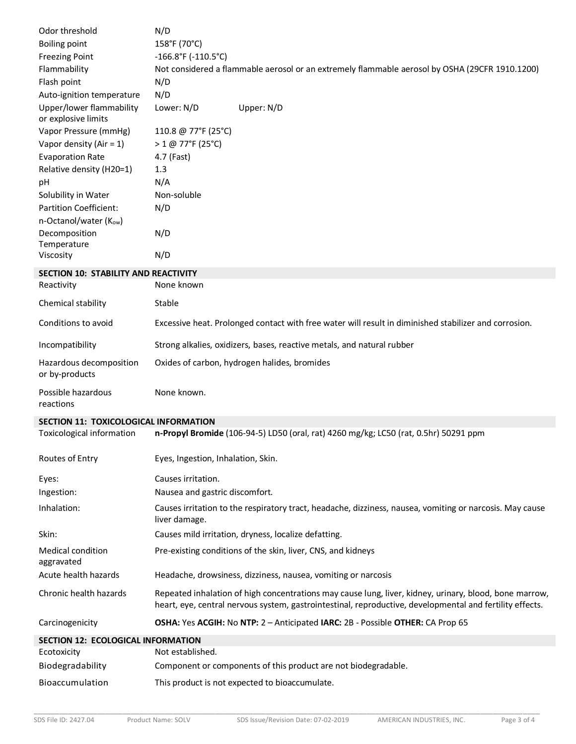| | |
|---|---|
| Odor threshold | N/D |
| Boiling point | 158°F (70°C) |
| Freezing Point | -166.8°F (-110.5°C) |
| Flammability | Not considered a flammable aerosol or an extremely flammable aerosol by OSHA (29CFR 1910.1200) |
| Flash point | N/D |
| Auto-ignition temperature | N/D |
| Upper/lower flammability or explosive limits | Lower: N/D Upper: N/D |
| Vapor Pressure (mmHg) | 110.8 @ 77°F (25°C) |
| Vapor density (Air = 1) | > 1 @ 77°F (25°C) |
| Evaporation Rate | 4.7 (Fast) |
| Relative density (H20=1) | 1.3 |
| pH | N/A |
| Solubility in Water | Non-soluble |
| Partition Coefficient: n-Octanol/water ($K_{ow}$) | N/D |
| Decomposition Temperature | N/D |
| Viscosity | N/D |

## SECTION 10: STABILITY AND REACTIVITY

| | |
|---|---|
| Reactivity | None known |
| Chemical stability | Stable |
| Conditions to avoid | Excessive heat. Prolonged contact with free water will result in diminished stabilizer and corrosion. |
| Incompatibility | Strong alkalies, oxidizers, bases, reactive metals, and natural rubber |
| Hazardous decomposition or by-products | Oxides of carbon, hydrogen halides, bromides |
| Possible hazardous reactions | None known. |

## SECTION 11: TOXICOLOGICAL INFORMATION

| | |
|---|---|
| Toxicological information | **n-Propyl Bromide** (106-94-5) LD50 (oral, rat) 4260 mg/kg; LC50 (rat, 0.5hr) 50291 ppm |
| Routes of Entry | Eyes, Ingestion, Inhalation, Skin. |
| Eyes: | Causes irritation. |
| Ingestion: | Nausea and gastric discomfort. |
| Inhalation: | Causes irritation to the respiratory tract, headache, dizziness, nausea, vomiting or narcosis. May cause liver damage. |
| Skin: | Causes mild irritation, dryness, localize defatting. |
| Medical condition aggravated | Pre-existing conditions of the skin, liver, CNS, and kidneys |
| Acute health hazards | Headache, drowsiness, dizziness, nausea, vomiting or narcosis |
| Chronic health hazards | Repeated inhalation of high concentrations may cause lung, liver, kidney, urinary, blood, bone marrow, heart, eye, central nervous system, gastrointestinal, reproductive, developmental and fertility effects. |
| Carcinogenicity | **OSHA:** Yes **ACGIH:** No **NTP:** 2 – Anticipated **IARC:** 2B - Possible **OTHER:** CA Prop 65 |

## SECTION 12: ECOLOGICAL INFORMATION

| | |
|---|---|
| Ecotoxicity | Not established. |
| Biodegradability | Component or components of this product are not biodegradable. |
| Bioaccumulation | This product is not expected to bioaccumulate. |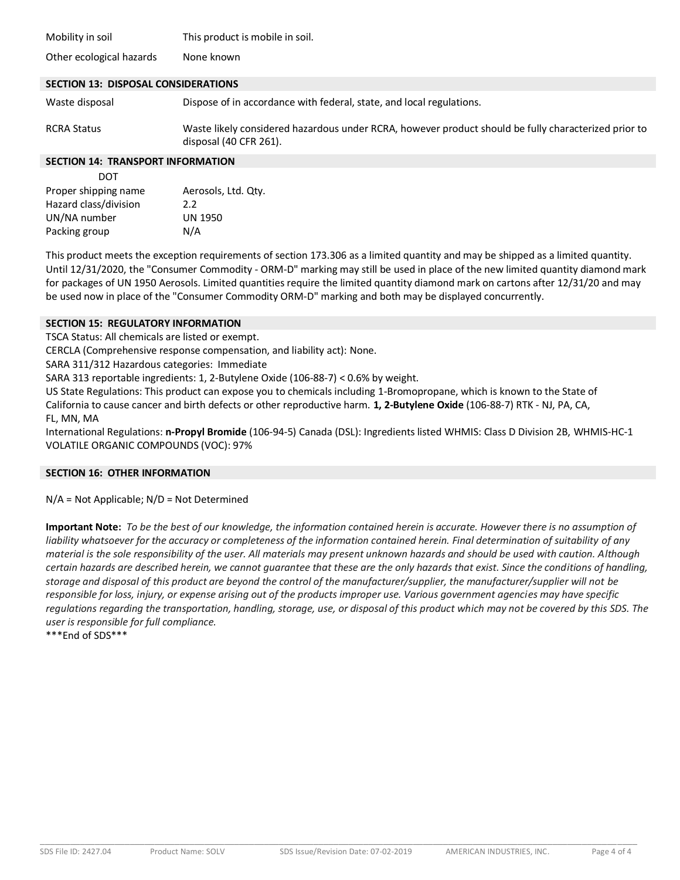| | |
|---|---|
| Mobility in soil | This product is mobile in soil. |
| Other ecological hazards | None known |

## SECTION 13: DISPOSAL CONSIDERATIONS

| | |
|---|---|
| Waste disposal | Dispose of in accordance with federal, state, and local regulations. |
| RCRA Status | Waste likely considered hazardous under RCRA, however product should be fully characterized prior to disposal (40 CFR 261). |

## SECTION 14: TRANSPORT INFORMATION

DOT

| | |
|---|---|
| Proper shipping name | Aerosols, Ltd. Qty. |
| Hazard class/division | 2.2 |
| UN/NA number | UN 1950 |
| Packing group | N/A |

This product meets the exception requirements of section 173.306 as a limited quantity and may be shipped as a limited quantity. Until 12/31/2020, the "Consumer Commodity - ORM-D" marking may still be used in place of the new limited quantity diamond mark for packages of UN 1950 Aerosols. Limited quantities require the limited quantity diamond mark on cartons after 12/31/20 and may be used now in place of the "Consumer Commodity ORM-D" marking and both may be displayed concurrently.

## SECTION 15: REGULATORY INFORMATION

TSCA Status: All chemicals are listed or exempt.
CERCLA (Comprehensive response compensation, and liability act): None.
SARA 311/312 Hazardous categories: Immediate
SARA 313 reportable ingredients: 1, 2-Butylene Oxide (106-88-7) < 0.6% by weight.
US State Regulations: This product can expose you to chemicals including 1-Bromopropane, which is known to the State of California to cause cancer and birth defects or other reproductive harm. **1, 2-Butylene Oxide** (106-88-7) RTK - NJ, PA, CA, FL, MN, MA
International Regulations: **n-Propyl Bromide** (106-94-5) Canada (DSL): Ingredients listed WHMIS: Class D Division 2B, WHMIS-HC-1
VOLATILE ORGANIC COMPOUNDS (VOC): 97%

## SECTION 16: OTHER INFORMATION

N/A = Not Applicable; N/D = Not Determined

**Important Note:** *To be the best of our knowledge, the information contained herein is accurate. However there is no assumption of liability whatsoever for the accuracy or completeness of the information contained herein. Final determination of suitability of any material is the sole responsibility of the user. All materials may present unknown hazards and should be used with caution. Although certain hazards are described herein, we cannot guarantee that these are the only hazards that exist. Since the conditions of handling, storage and disposal of this product are beyond the control of the manufacturer/supplier, the manufacturer/supplier will not be responsible for loss, injury, or expense arising out of the products improper use. Various government agencies may have specific regulations regarding the transportation, handling, storage, use, or disposal of this product which may not be covered by this SDS. The user is responsible for full compliance.*

***End of SDS***